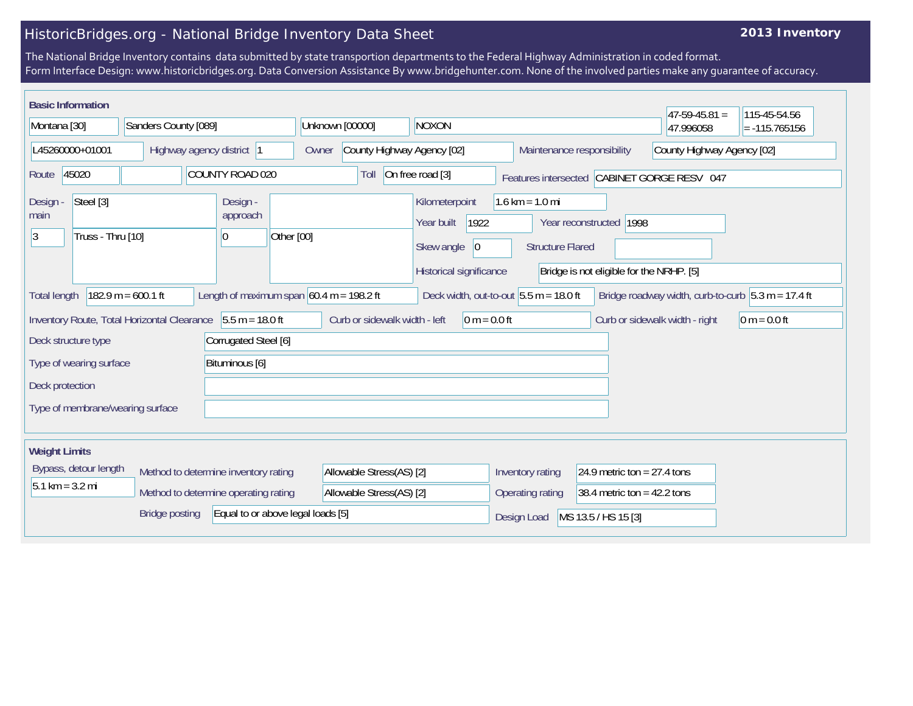# HistoricBridges.org - National Bridge Inventory Data Sheet

**2013 Inventory**

The National Bridge Inventory contains data submitted by state transportion departments to the Federal Highway Administration in coded format.
Form Interface Design: www.historicbridges.org. Data Conversion Assistance By www.bridgehunter.com. None of the involved parties make any guarantee of accuracy.

## Basic Information

| | |
|---|---|
| State | Montana [30] |
| County | Sanders County [089] |
| Place | Unknown [00000] |
| Location | NOXON |
| Latitude | 47-59-45.81 = 47.996058 |
| Longitude | 115-45-54.56 = -115.765156 |
| Structure Number | L45260000+01001 |
| Highway agency district | 1 |
| Owner | County Highway Agency [02] |
| Maintenance responsibility | County Highway Agency [02] |
| Route | 45020 |
| Facility | COUNTY ROAD 020 |
| Toll | On free road [3] |
| Features intersected | CABINET GORGE RESV 047 |
| Design - main | Steel [3] |
| Design - main (spans) | 3 |
| Design - main (type) | Truss - Thru [10] |
| Design - approach | |
| Design - approach (spans) | 0 |
| Design - approach (type) | Other [00] |
| Kilometerpoint | 1.6 km = 1.0 mi |
| Year built | 1922 |
| Year reconstructed | 1998 |
| Skew angle | 0 |
| Structure Flared | |
| Historical significance | Bridge is not eligible for the NRHP. [5] |
| Total length | 182.9 m = 600.1 ft |
| Length of maximum span | 60.4 m = 198.2 ft |
| Deck width, out-to-out | 5.5 m = 18.0 ft |
| Bridge roadway width, curb-to-curb | 5.3 m = 17.4 ft |
| Inventory Route, Total Horizontal Clearance | 5.5 m = 18.0 ft |
| Curb or sidewalk width - left | 0 m = 0.0 ft |
| Curb or sidewalk width - right | 0 m = 0.0 ft |
| Deck structure type | Corrugated Steel [6] |
| Type of wearing surface | Bituminous [6] |
| Deck protection | |
| Type of membrane/wearing surface | |

## Weight Limits

| | |
|---|---|
| Bypass, detour length | 5.1 km = 3.2 mi |
| Method to determine inventory rating | Allowable Stress(AS) [2] |
| Method to determine operating rating | Allowable Stress(AS) [2] |
| Bridge posting | Equal to or above legal loads [5] |
| Inventory rating | 24.9 metric ton = 27.4 tons |
| Operating rating | 38.4 metric ton = 42.2 tons |
| Design Load | MS 13.5 / HS 15 [3] |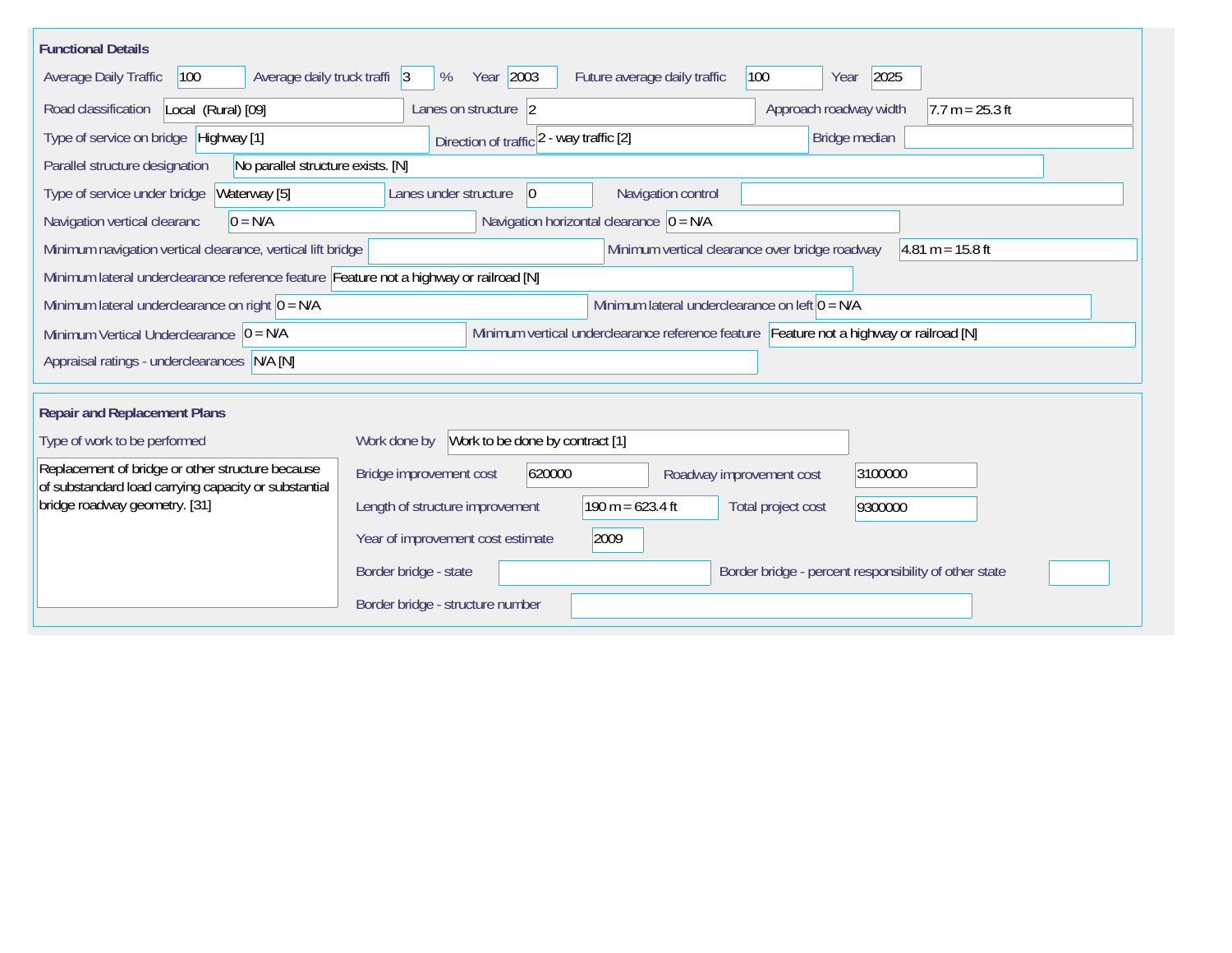## Functional Details

Average Daily Traffic: 100

Average daily truck traffi: 3 %

Year: 2003

Future average daily traffic: 100

Year: 2025

Road classification: Local (Rural) [09]

Lanes on structure: 2

Approach roadway width: 7.7 m = 25.3 ft

Type of service on bridge: Highway [1]

Direction of traffic: 2 - way traffic [2]

Bridge median:

Parallel structure designation: No parallel structure exists. [N]

Type of service under bridge: Waterway [5]

Lanes under structure: 0

Navigation control:

Navigation vertical clearanc: 0 = N/A

Navigation horizontal clearance: 0 = N/A

Minimum navigation vertical clearance, vertical lift bridge:

Minimum vertical clearance over bridge roadway: 4.81 m = 15.8 ft

Minimum lateral underclearance reference feature: Feature not a highway or railroad [N]

Minimum lateral underclearance on right: 0 = N/A

Minimum lateral underclearance on left: 0 = N/A

Minimum Vertical Underclearance: 0 = N/A

Minimum vertical underclearance reference feature: Feature not a highway or railroad [N]

Appraisal ratings - underclearances: N/A [N]

## Repair and Replacement Plans

Type of work to be performed:

Replacement of bridge or other structure because of substandard load carrying capacity or substantial bridge roadway geometry. [31]

Work done by: Work to be done by contract [1]

Bridge improvement cost: 620000

Roadway improvement cost: 3100000

Length of structure improvement: 190 m = 623.4 ft

Total project cost: 9300000

Year of improvement cost estimate: 2009

Border bridge - state:

Border bridge - percent responsibility of other state:

Border bridge - structure number: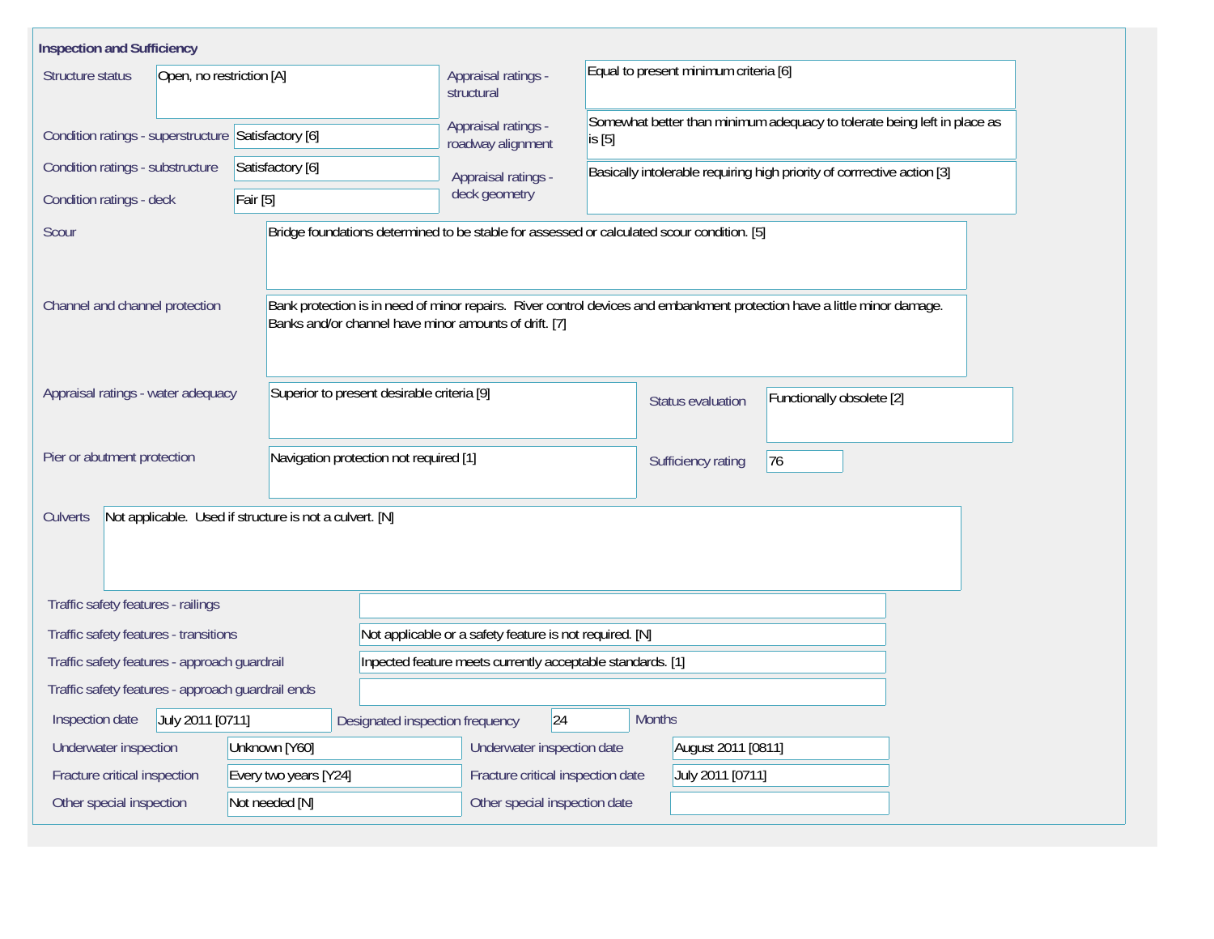## Inspection and Sufficiency

| | |
|---|---|
| Structure status | Open, no restriction [A] |
| Condition ratings - superstructure | Satisfactory [6] |
| Condition ratings - substructure | Satisfactory [6] |
| Condition ratings - deck | Fair [5] |
| Appraisal ratings - structural | Equal to present minimum criteria [6] |
| Appraisal ratings - roadway alignment | Somewhat better than minimum adequacy to tolerate being left in place as is [5] |
| Appraisal ratings - deck geometry | Basically intolerable requiring high priority of corrrective action [3] |
| Scour | Bridge foundations determined to be stable for assessed or calculated scour condition. [5] |
| Channel and channel protection | Bank protection is in need of minor repairs. River control devices and embankment protection have a little minor damage. Banks and/or channel have minor amounts of drift. [7] |
| Appraisal ratings - water adequacy | Superior to present desirable criteria [9] |
| Status evaluation | Functionally obsolete [2] |
| Pier or abutment protection | Navigation protection not required [1] |
| Sufficiency rating | 76 |
| Culverts | Not applicable. Used if structure is not a culvert. [N] |
| Traffic safety features - railings | |
| Traffic safety features - transitions | Not applicable or a safety feature is not required. [N] |
| Traffic safety features - approach guardrail | Inpected feature meets currently acceptable standards. [1] |
| Traffic safety features - approach guardrail ends | |
| Inspection date | July 2011 [0711] |
| Designated inspection frequency | 24 Months |
| Underwater inspection | Unknown [Y60] |
| Underwater inspection date | August 2011 [0811] |
| Fracture critical inspection | Every two years [Y24] |
| Fracture critical inspection date | July 2011 [0711] |
| Other special inspection | Not needed [N] |
| Other special inspection date | |